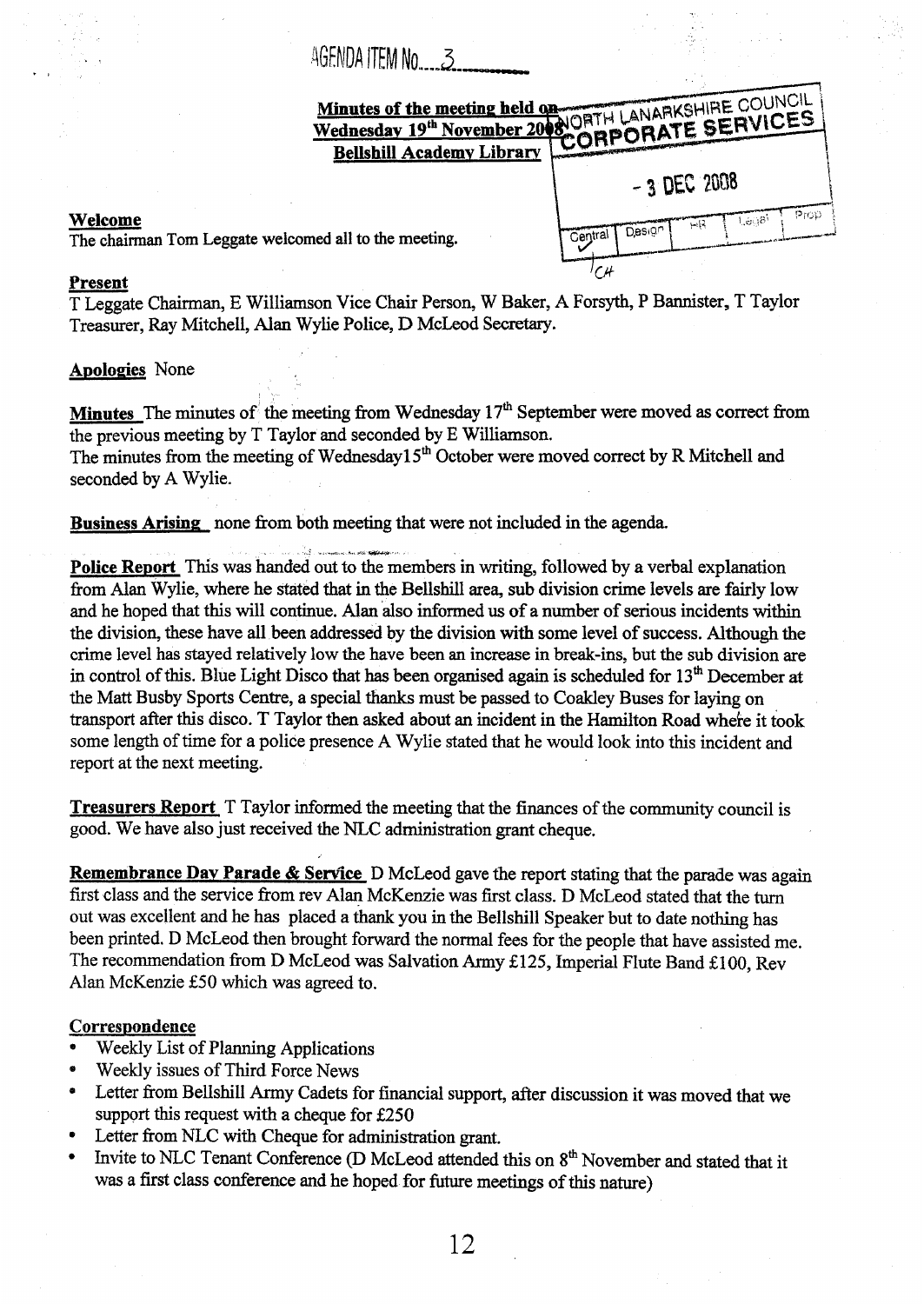AGENDA ITEM No.....3

**Minutes of the meeting held on Wednesday 19th November 2008 Bellshill Academy Library**

NORTH LANARKSHIRE COUNCIL CORPORATE SERVICES

- 3 DEC 2008

Central | Design | HR | Legal | Prop

CH

## Welcome

The chairman Tom Leggate welcomed all to the meeting.

## Present

T Leggate Chairman, E Williamson Vice Chair Person, W Baker, A Forsyth, P Bannister, T Taylor Treasurer, Ray Mitchell, Alan Wylie Police, D McLeod Secretary.

**Apologies** None

**Minutes** The minutes of the meeting from Wednesday 17th September were moved as correct from the previous meeting by T Taylor and seconded by E Williamson.
The minutes from the meeting of Wednesday15th October were moved correct by R Mitchell and seconded by A Wylie.

**Business Arising** none from both meeting that were not included in the agenda.

**Police Report** This was handed out to the members in writing, followed by a verbal explanation from Alan Wylie, where he stated that in the Bellshill area, sub division crime levels are fairly low and he hoped that this will continue. Alan also informed us of a number of serious incidents within the division, these have all been addressed by the division with some level of success. Although the crime level has stayed relatively low the have been an increase in break-ins, but the sub division are in control of this. Blue Light Disco that has been organised again is scheduled for 13th December at the Matt Busby Sports Centre, a special thanks must be passed to Coakley Buses for laying on transport after this disco. T Taylor then asked about an incident in the Hamilton Road where it took some length of time for a police presence A Wylie stated that he would look into this incident and report at the next meeting.

**Treasurers Report** T Taylor informed the meeting that the finances of the community council is good. We have also just received the NLC administration grant cheque.

**Remembrance Day Parade & Service** D McLeod gave the report stating that the parade was again first class and the service from rev Alan McKenzie was first class. D McLeod stated that the turn out was excellent and he has placed a thank you in the Bellshill Speaker but to date nothing has been printed. D McLeod then brought forward the normal fees for the people that have assisted me. The recommendation from D McLeod was Salvation Army £125, Imperial Flute Band £100, Rev Alan McKenzie £50 which was agreed to.

## Correspondence

- Weekly List of Planning Applications
- Weekly issues of Third Force News
- Letter from Bellshill Army Cadets for financial support, after discussion it was moved that we support this request with a cheque for £250
- Letter from NLC with Cheque for administration grant.
- Invite to NLC Tenant Conference (D McLeod attended this on 8th November and stated that it was a first class conference and he hoped for future meetings of this nature)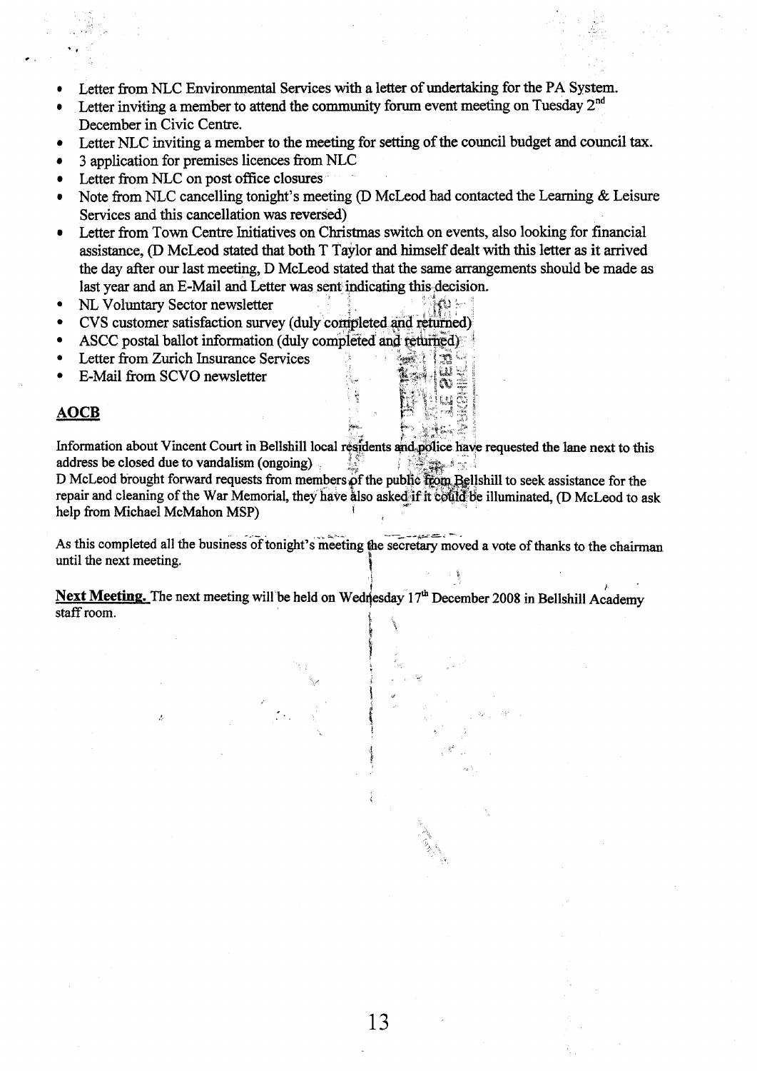- Letter from NLC Environmental Services with a letter of undertaking for the PA System.
- Letter inviting a member to attend the community forum event meeting on Tuesday 2nd December in Civic Centre.
- Letter NLC inviting a member to the meeting for setting of the council budget and council tax.
- 3 application for premises licences from NLC
- Letter from NLC on post office closures
- Note from NLC cancelling tonight's meeting (D McLeod had contacted the Learning & Leisure Services and this cancellation was reversed)
- Letter from Town Centre Initiatives on Christmas switch on events, also looking for financial assistance, (D McLeod stated that both T Taylor and himself dealt with this letter as it arrived the day after our last meeting, D McLeod stated that the same arrangements should be made as last year and an E-Mail and Letter was sent indicating this decision.
- NL Voluntary Sector newsletter
- CVS customer satisfaction survey (duly completed and returned)
- ASCC postal ballot information (duly completed and returned)
- Letter from Zurich Insurance Services
- E-Mail from SCVO newsletter

## AOCB

Information about Vincent Court in Bellshill local residents and police have requested the lane next to this address be closed due to vandalism (ongoing)
D McLeod brought forward requests from members of the public from Bellshill to seek assistance for the repair and cleaning of the War Memorial, they have also asked if it could be illuminated, (D McLeod to ask help from Michael McMahon MSP)

As this completed all the business of tonight's meeting the secretary moved a vote of thanks to the chairman until the next meeting.

**Next Meeting.** The next meeting will be held on Wednesday 17th December 2008 in Bellshill Academy staff room.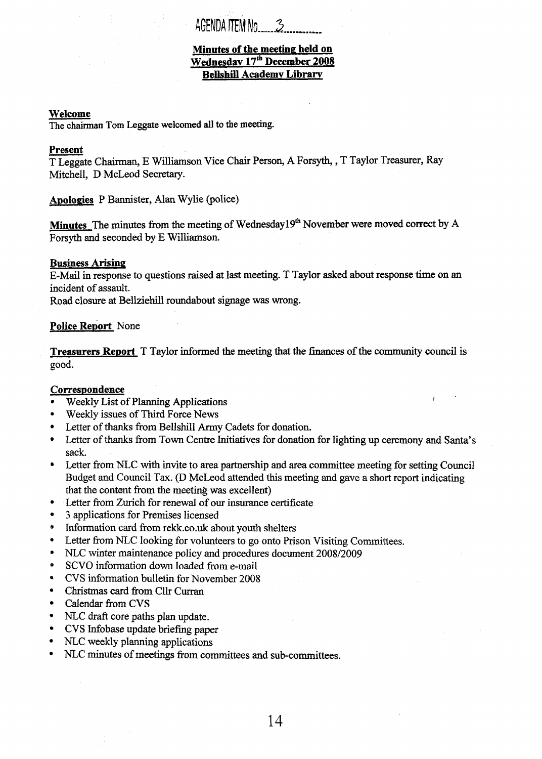AGENDA ITEM No. 3

**Minutes of the meeting held on Wednesday 17th December 2008 Bellshill Academy Library**

**Welcome**
The chairman Tom Leggate welcomed all to the meeting.

**Present**
T Leggate Chairman, E Williamson Vice Chair Person, A Forsyth, , T Taylor Treasurer, Ray Mitchell, D McLeod Secretary.

**Apologies** P Bannister, Alan Wylie (police)

**Minutes** The minutes from the meeting of Wednesday19th November were moved correct by A Forsyth and seconded by E Williamson.

**Business Arising**
E-Mail in response to questions raised at last meeting. T Taylor asked about response time on an incident of assault.
Road closure at Bellziehill roundabout signage was wrong.

**Police Report** None

**Treasurers Report** T Taylor informed the meeting that the finances of the community council is good.

**Correspondence**

- Weekly List of Planning Applications
- Weekly issues of Third Force News
- Letter of thanks from Bellshill Army Cadets for donation.
- Letter of thanks from Town Centre Initiatives for donation for lighting up ceremony and Santa's sack.
- Letter from NLC with invite to area partnership and area committee meeting for setting Council Budget and Council Tax. (D McLeod attended this meeting and gave a short report indicating that the content from the meeting was excellent)
- Letter from Zurich for renewal of our insurance certificate
- 3 applications for Premises licensed
- Information card from rekk.co.uk about youth shelters
- Letter from NLC looking for volunteers to go onto Prison Visiting Committees.
- NLC winter maintenance policy and procedures document 2008/2009
- SCVO information down loaded from e-mail
- CVS information bulletin for November 2008
- Christmas card from Cllr Curran
- Calendar from CVS
- NLC draft core paths plan update.
- CVS Infobase update briefing paper
- NLC weekly planning applications
- NLC minutes of meetings from committees and sub-committees.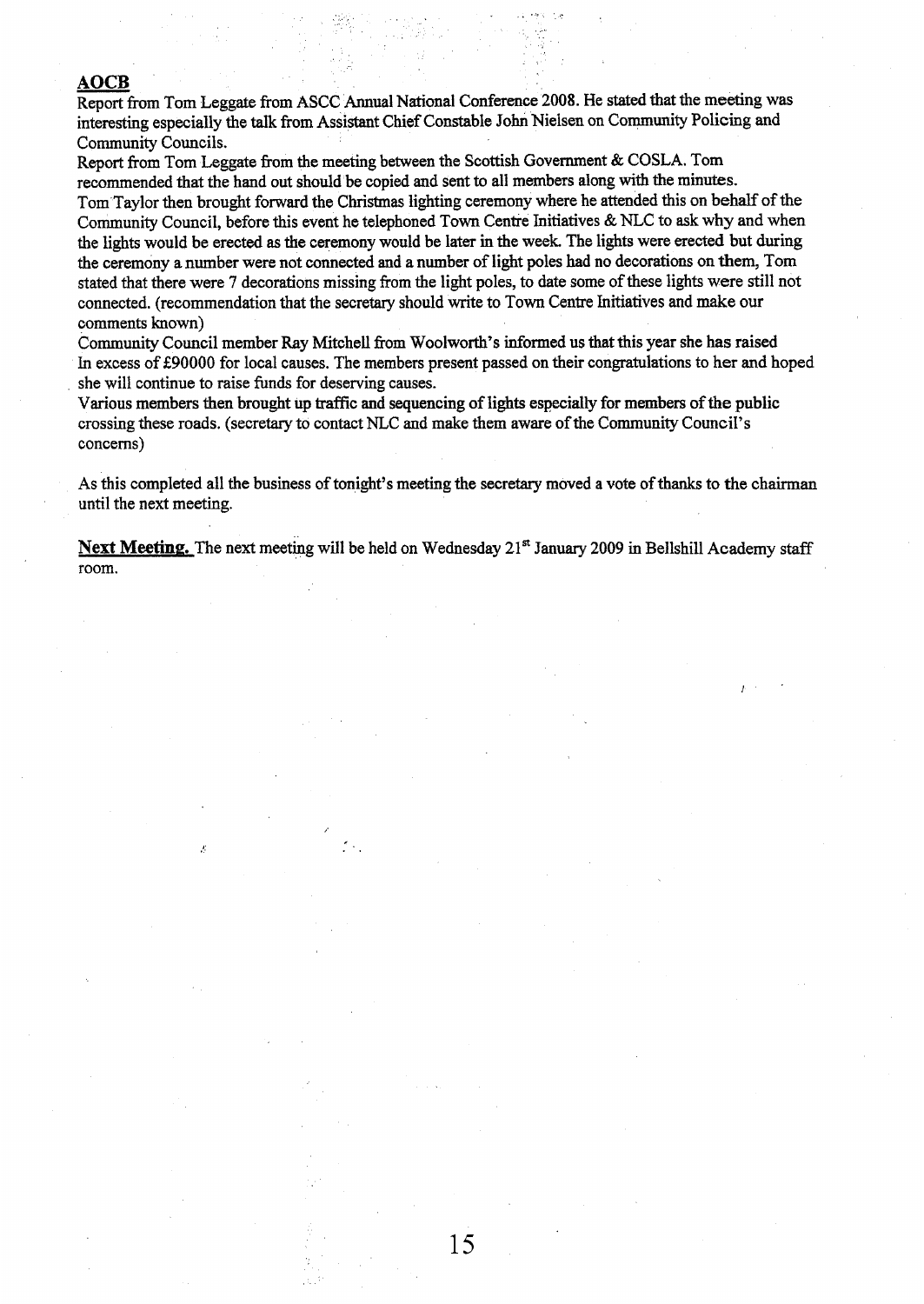**AOCB**

Report from Tom Leggate from ASCC Annual National Conference 2008. He stated that the meeting was interesting especially the talk from Assistant Chief Constable John Nielsen on Community Policing and Community Councils.

Report from Tom Leggate from the meeting between the Scottish Government & COSLA. Tom recommended that the hand out should be copied and sent to all members along with the minutes.

Tom Taylor then brought forward the Christmas lighting ceremony where he attended this on behalf of the Community Council, before this event he telephoned Town Centre Initiatives & NLC to ask why and when the lights would be erected as the ceremony would be later in the week. The lights were erected but during the ceremony a number were not connected and a number of light poles had no decorations on them, Tom stated that there were 7 decorations missing from the light poles, to date some of these lights were still not connected. (recommendation that the secretary should write to Town Centre Initiatives and make our comments known)

Community Council member Ray Mitchell from Woolworth's informed us that this year she has raised In excess of £90000 for local causes. The members present passed on their congratulations to her and hoped she will continue to raise funds for deserving causes.

Various members then brought up traffic and sequencing of lights especially for members of the public crossing these roads. (secretary to contact NLC and make them aware of the Community Council's concerns)

As this completed all the business of tonight's meeting the secretary moved a vote of thanks to the chairman until the next meeting.

**Next Meeting.** The next meeting will be held on Wednesday 21st January 2009 in Bellshill Academy staff room.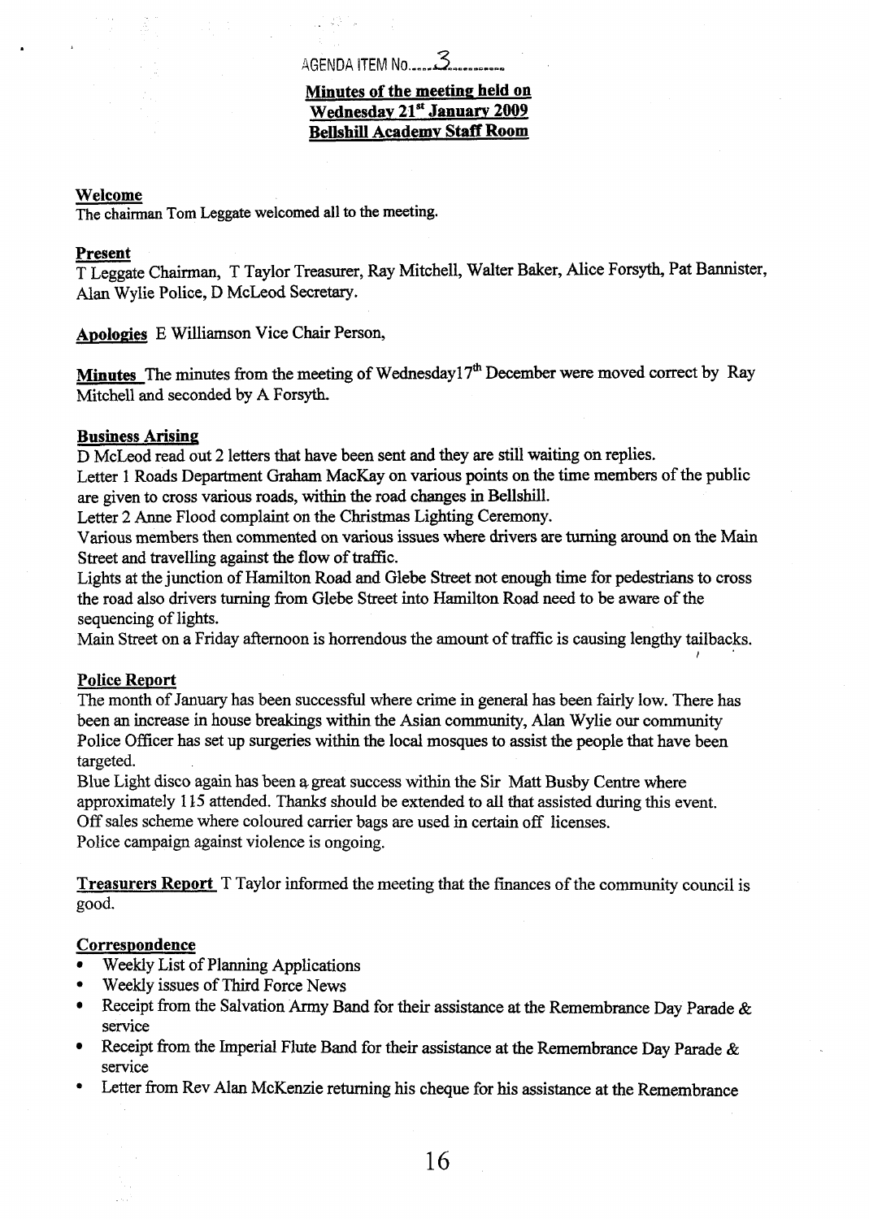AGENDA ITEM No. 3

**Minutes of the meeting held on Wednesday 21st January 2009 Bellshill Academy Staff Room**

**Welcome**

The chairman Tom Leggate welcomed all to the meeting.

**Present**

T Leggate Chairman, T Taylor Treasurer, Ray Mitchell, Walter Baker, Alice Forsyth, Pat Bannister, Alan Wylie Police, D McLeod Secretary.

**Apologies** E Williamson Vice Chair Person,

**Minutes** The minutes from the meeting of Wednesday17th December were moved correct by Ray Mitchell and seconded by A Forsyth.

**Business Arising**

D McLeod read out 2 letters that have been sent and they are still waiting on replies.

Letter 1 Roads Department Graham MacKay on various points on the time members of the public are given to cross various roads, within the road changes in Bellshill.

Letter 2 Anne Flood complaint on the Christmas Lighting Ceremony.

Various members then commented on various issues where drivers are turning around on the Main Street and travelling against the flow of traffic.

Lights at the junction of Hamilton Road and Glebe Street not enough time for pedestrians to cross the road also drivers turning from Glebe Street into Hamilton Road need to be aware of the sequencing of lights.

Main Street on a Friday afternoon is horrendous the amount of traffic is causing lengthy tailbacks.

**Police Report**

The month of January has been successful where crime in general has been fairly low. There has been an increase in house breakings within the Asian community, Alan Wylie our community Police Officer has set up surgeries within the local mosques to assist the people that have been targeted.

Blue Light disco again has been a great success within the Sir Matt Busby Centre where approximately 115 attended. Thanks should be extended to all that assisted during this event.

Off sales scheme where coloured carrier bags are used in certain off licenses.

Police campaign against violence is ongoing.

**Treasurers Report** T Taylor informed the meeting that the finances of the community council is good.

**Correspondence**

- Weekly List of Planning Applications
- Weekly issues of Third Force News
- Receipt from the Salvation Army Band for their assistance at the Remembrance Day Parade & service
- Receipt from the Imperial Flute Band for their assistance at the Remembrance Day Parade & service
- Letter from Rev Alan McKenzie returning his cheque for his assistance at the Remembrance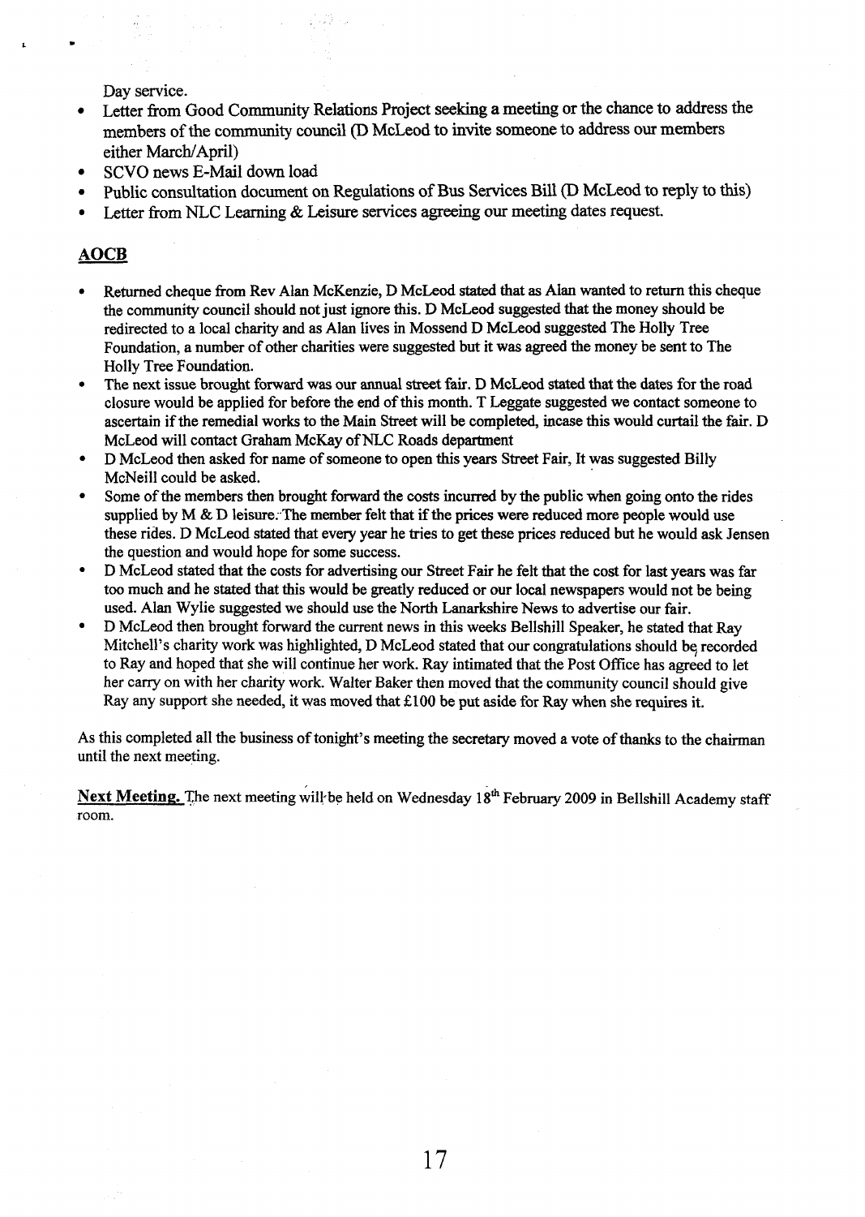Day service.

- Letter from Good Community Relations Project seeking a meeting or the chance to address the members of the community council (D McLeod to invite someone to address our members either March/April)
- SCVO news E-Mail down load
- Public consultation document on Regulations of Bus Services Bill (D McLeod to reply to this)
- Letter from NLC Learning & Leisure services agreeing our meeting dates request.

## AOCB

- Returned cheque from Rev Alan McKenzie, D McLeod stated that as Alan wanted to return this cheque the community council should not just ignore this. D McLeod suggested that the money should be redirected to a local charity and as Alan lives in Mossend D McLeod suggested The Holly Tree Foundation, a number of other charities were suggested but it was agreed the money be sent to The Holly Tree Foundation.
- The next issue brought forward was our annual street fair. D McLeod stated that the dates for the road closure would be applied for before the end of this month. T Leggate suggested we contact someone to ascertain if the remedial works to the Main Street will be completed, incase this would curtail the fair. D McLeod will contact Graham McKay of NLC Roads department
- D McLeod then asked for name of someone to open this years Street Fair, It was suggested Billy McNeill could be asked.
- Some of the members then brought forward the costs incurred by the public when going onto the rides supplied by M & D leisure. The member felt that if the prices were reduced more people would use these rides. D McLeod stated that every year he tries to get these prices reduced but he would ask Jensen the question and would hope for some success.
- D McLeod stated that the costs for advertising our Street Fair he felt that the cost for last years was far too much and he stated that this would be greatly reduced or our local newspapers would not be being used. Alan Wylie suggested we should use the North Lanarkshire News to advertise our fair.
- D McLeod then brought forward the current news in this weeks Bellshill Speaker, he stated that Ray Mitchell's charity work was highlighted, D McLeod stated that our congratulations should be recorded to Ray and hoped that she will continue her work. Ray intimated that the Post Office has agreed to let her carry on with her charity work. Walter Baker then moved that the community council should give Ray any support she needed, it was moved that £100 be put aside for Ray when she requires it.

As this completed all the business of tonight's meeting the secretary moved a vote of thanks to the chairman until the next meeting.

**Next Meeting.** The next meeting will be held on Wednesday 18th February 2009 in Bellshill Academy staff room.